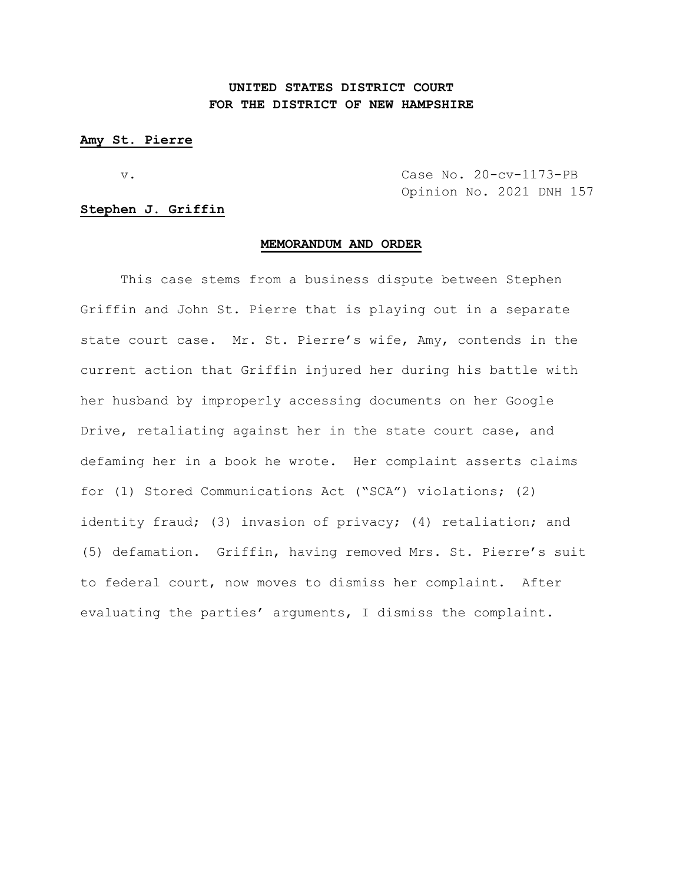**UNITED STATES DISTRICT COURT**
**FOR THE DISTRICT OF NEW HAMPSHIRE**

**Amy St. Pierre**

v. Case No. 20-cv-1173-PB
Opinion No. 2021 DNH 157

**Stephen J. Griffin**

**MEMORANDUM AND ORDER**

This case stems from a business dispute between Stephen Griffin and John St. Pierre that is playing out in a separate state court case. Mr. St. Pierre's wife, Amy, contends in the current action that Griffin injured her during his battle with her husband by improperly accessing documents on her Google Drive, retaliating against her in the state court case, and defaming her in a book he wrote. Her complaint asserts claims for (1) Stored Communications Act ("SCA") violations; (2) identity fraud; (3) invasion of privacy; (4) retaliation; and (5) defamation. Griffin, having removed Mrs. St. Pierre's suit to federal court, now moves to dismiss her complaint. After evaluating the parties' arguments, I dismiss the complaint.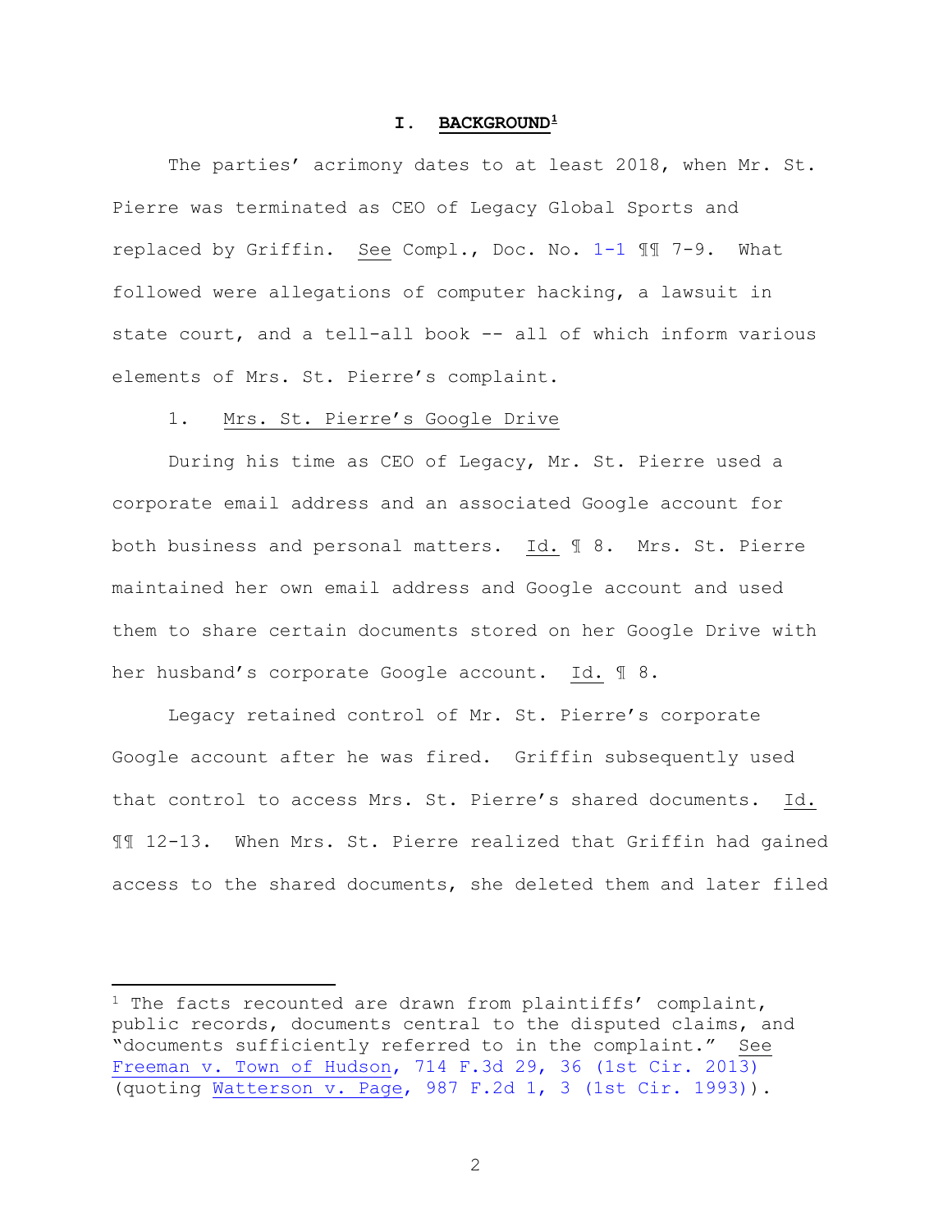## I. BACKGROUND[1]

The parties' acrimony dates to at least 2018, when Mr. St. Pierre was terminated as CEO of Legacy Global Sports and replaced by Griffin. See Compl., Doc. No. 1-1 ¶¶ 7-9. What followed were allegations of computer hacking, a lawsuit in state court, and a tell-all book -- all of which inform various elements of Mrs. St. Pierre's complaint.

### 1. Mrs. St. Pierre's Google Drive

During his time as CEO of Legacy, Mr. St. Pierre used a corporate email address and an associated Google account for both business and personal matters. Id. ¶ 8. Mrs. St. Pierre maintained her own email address and Google account and used them to share certain documents stored on her Google Drive with her husband's corporate Google account. Id. ¶ 8.

Legacy retained control of Mr. St. Pierre's corporate Google account after he was fired. Griffin subsequently used that control to access Mrs. St. Pierre's shared documents. Id. ¶¶ 12-13. When Mrs. St. Pierre realized that Griffin had gained access to the shared documents, she deleted them and later filed

[1] The facts recounted are drawn from plaintiffs' complaint, public records, documents central to the disputed claims, and "documents sufficiently referred to in the complaint." See Freeman v. Town of Hudson, 714 F.3d 29, 36 (1st Cir. 2013) (quoting Watterson v. Page, 987 F.2d 1, 3 (1st Cir. 1993)).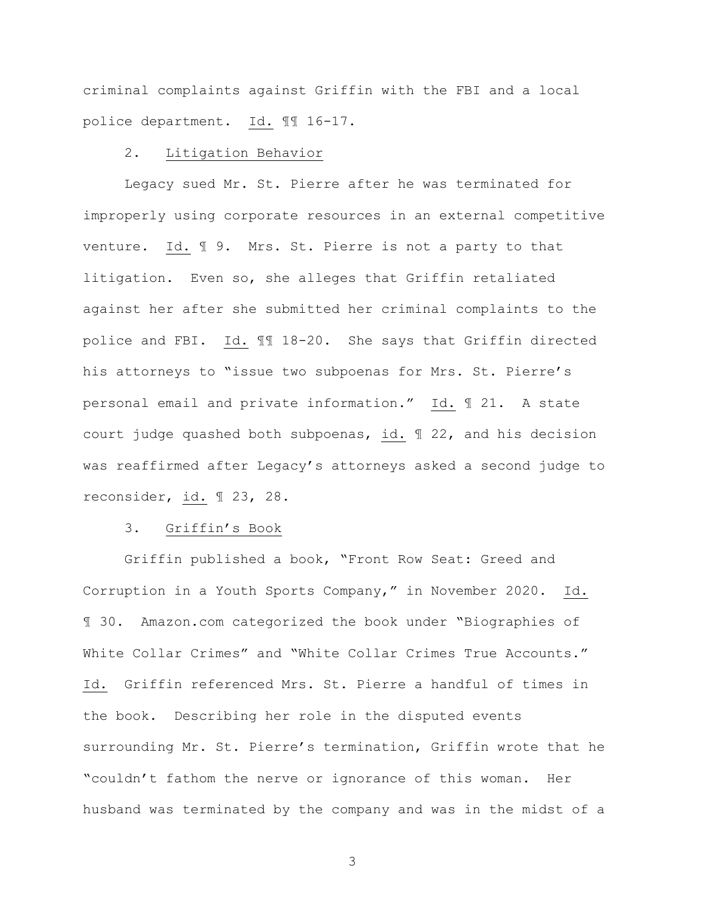criminal complaints against Griffin with the FBI and a local police department. Id. ¶¶ 16-17.

2. Litigation Behavior

Legacy sued Mr. St. Pierre after he was terminated for improperly using corporate resources in an external competitive venture. Id. ¶ 9. Mrs. St. Pierre is not a party to that litigation. Even so, she alleges that Griffin retaliated against her after she submitted her criminal complaints to the police and FBI. Id. ¶¶ 18-20. She says that Griffin directed his attorneys to "issue two subpoenas for Mrs. St. Pierre's personal email and private information." Id. ¶ 21. A state court judge quashed both subpoenas, id. ¶ 22, and his decision was reaffirmed after Legacy's attorneys asked a second judge to reconsider, id. ¶ 23, 28.

3. Griffin's Book

Griffin published a book, "Front Row Seat: Greed and Corruption in a Youth Sports Company," in November 2020. Id. ¶ 30. Amazon.com categorized the book under "Biographies of White Collar Crimes" and "White Collar Crimes True Accounts." Id. Griffin referenced Mrs. St. Pierre a handful of times in the book. Describing her role in the disputed events surrounding Mr. St. Pierre's termination, Griffin wrote that he "couldn't fathom the nerve or ignorance of this woman. Her husband was terminated by the company and was in the midst of a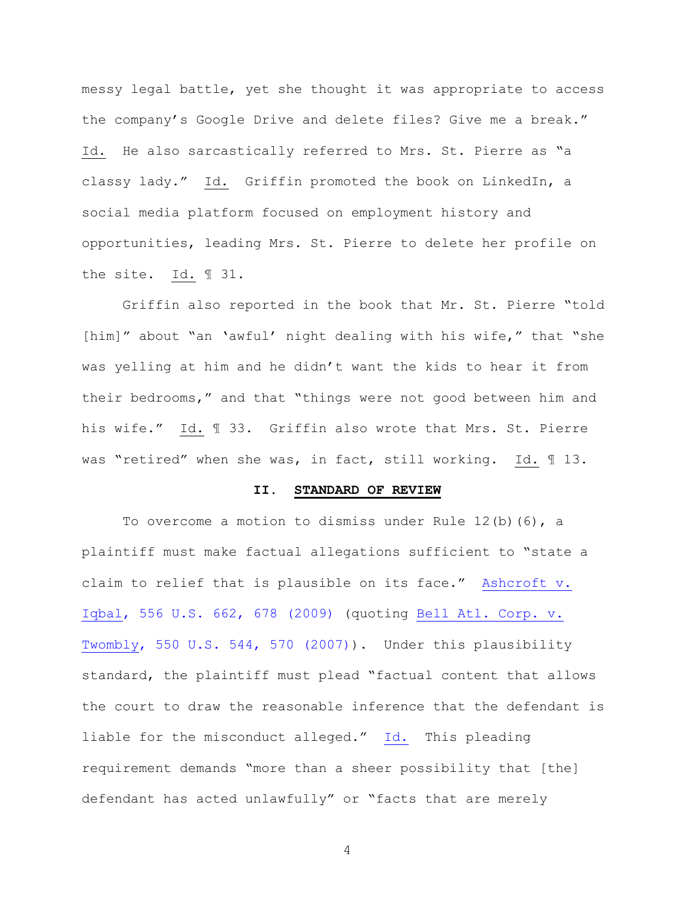messy legal battle, yet she thought it was appropriate to access the company's Google Drive and delete files? Give me a break." Id. He also sarcastically referred to Mrs. St. Pierre as "a classy lady." Id. Griffin promoted the book on LinkedIn, a social media platform focused on employment history and opportunities, leading Mrs. St. Pierre to delete her profile on the site. Id. ¶ 31.

Griffin also reported in the book that Mr. St. Pierre "told [him]" about "an 'awful' night dealing with his wife," that "she was yelling at him and he didn't want the kids to hear it from their bedrooms," and that "things were not good between him and his wife." Id. ¶ 33. Griffin also wrote that Mrs. St. Pierre was "retired" when she was, in fact, still working. Id. ¶ 13.

## II. STANDARD OF REVIEW

To overcome a motion to dismiss under Rule 12(b)(6), a plaintiff must make factual allegations sufficient to "state a claim to relief that is plausible on its face." Ashcroft v. Iqbal, 556 U.S. 662, 678 (2009) (quoting Bell Atl. Corp. v. Twombly, 550 U.S. 544, 570 (2007)). Under this plausibility standard, the plaintiff must plead "factual content that allows the court to draw the reasonable inference that the defendant is liable for the misconduct alleged." Id. This pleading requirement demands "more than a sheer possibility that [the] defendant has acted unlawfully" or "facts that are merely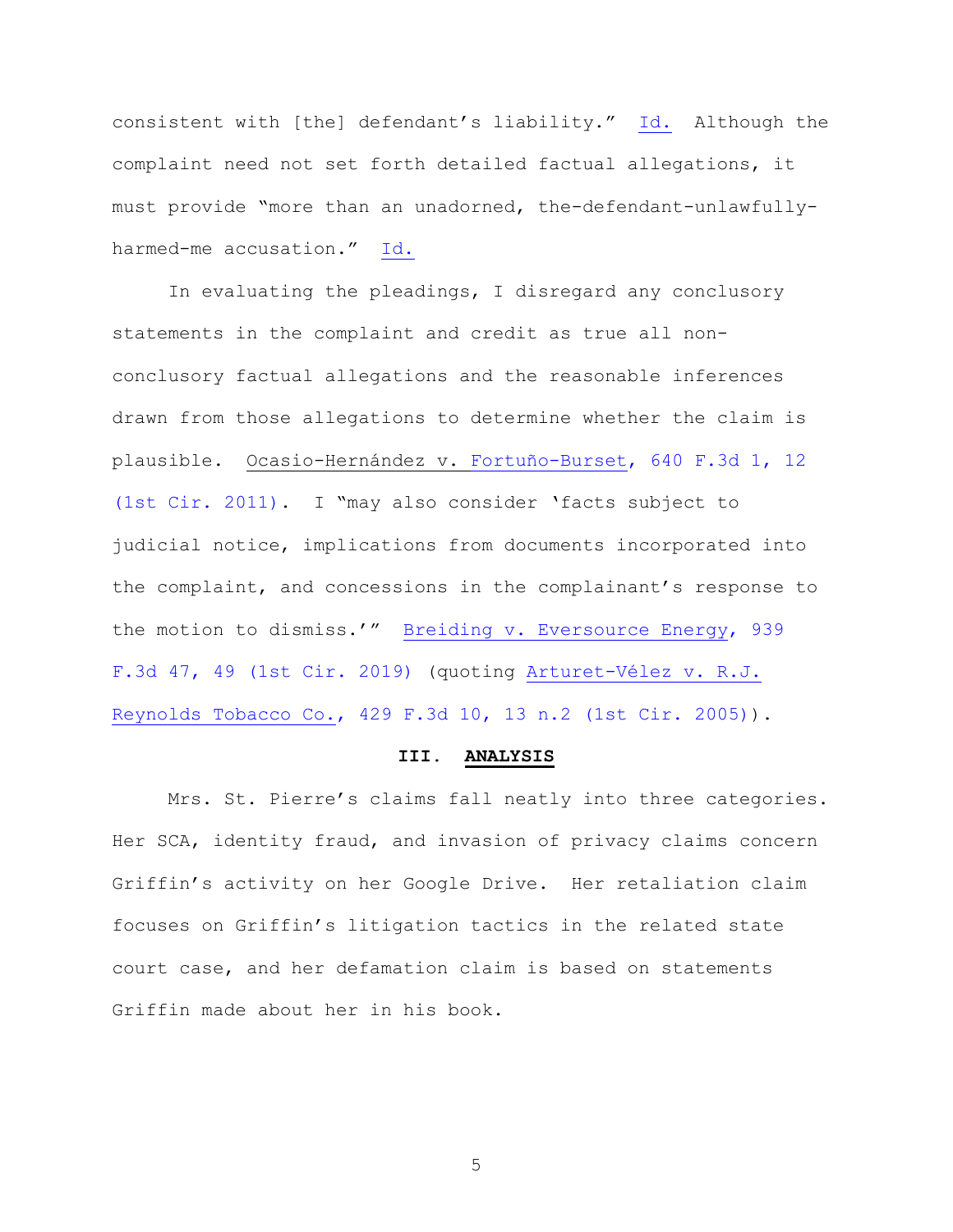consistent with [the] defendant's liability." Id. Although the complaint need not set forth detailed factual allegations, it must provide "more than an unadorned, the-defendant-unlawfully-harmed-me accusation." Id.

In evaluating the pleadings, I disregard any conclusory statements in the complaint and credit as true all non-conclusory factual allegations and the reasonable inferences drawn from those allegations to determine whether the claim is plausible. Ocasio-Hernández v. Fortuño-Burset, 640 F.3d 1, 12 (1st Cir. 2011). I "may also consider 'facts subject to judicial notice, implications from documents incorporated into the complaint, and concessions in the complainant's response to the motion to dismiss.'" Breiding v. Eversource Energy, 939 F.3d 47, 49 (1st Cir. 2019) (quoting Arturet-Vélez v. R.J. Reynolds Tobacco Co., 429 F.3d 10, 13 n.2 (1st Cir. 2005)).

## III. ANALYSIS

Mrs. St. Pierre's claims fall neatly into three categories. Her SCA, identity fraud, and invasion of privacy claims concern Griffin's activity on her Google Drive. Her retaliation claim focuses on Griffin's litigation tactics in the related state court case, and her defamation claim is based on statements Griffin made about her in his book.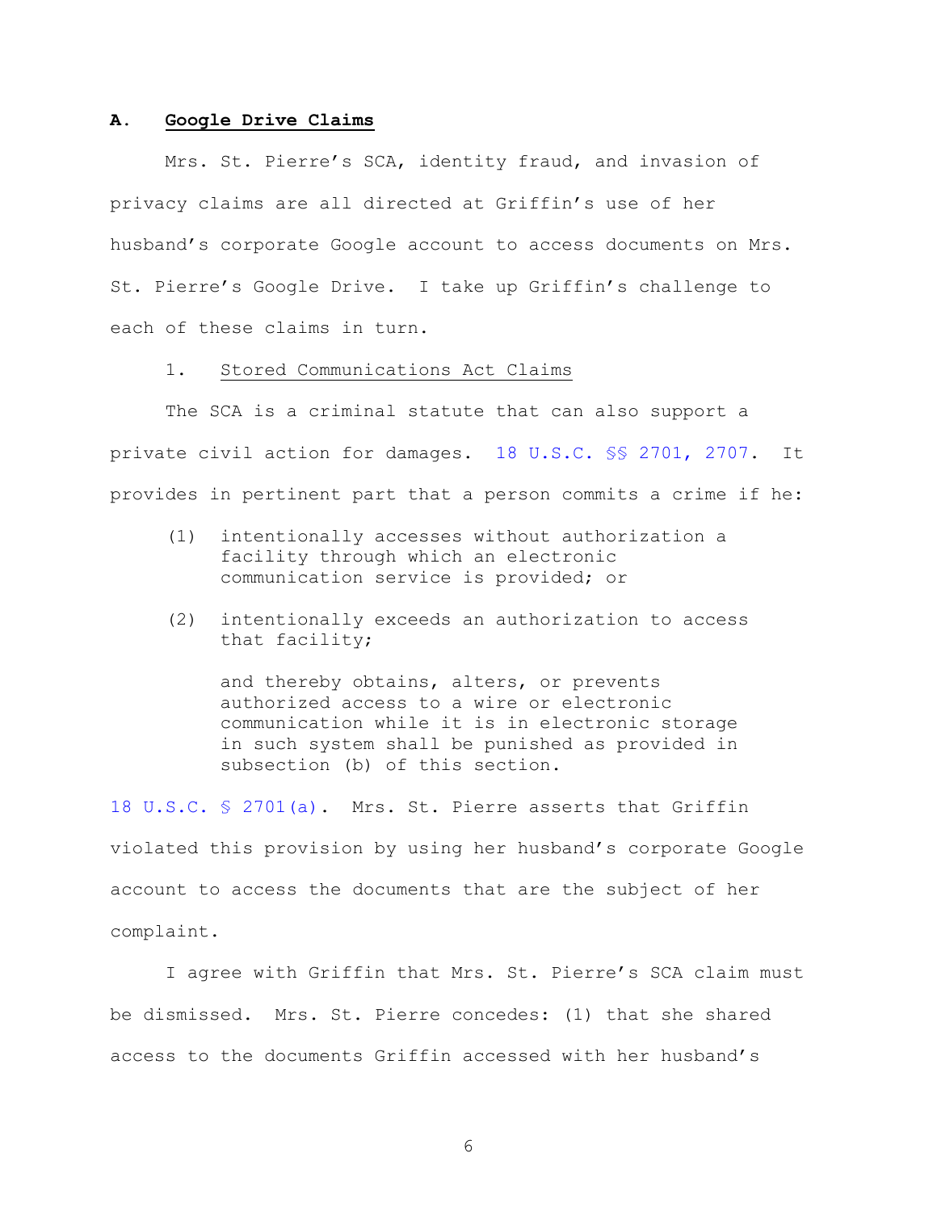### A. Google Drive Claims

Mrs. St. Pierre's SCA, identity fraud, and invasion of privacy claims are all directed at Griffin's use of her husband's corporate Google account to access documents on Mrs. St. Pierre's Google Drive. I take up Griffin's challenge to each of these claims in turn.

#### 1. Stored Communications Act Claims

The SCA is a criminal statute that can also support a private civil action for damages. 18 U.S.C. §§ 2701, 2707. It provides in pertinent part that a person commits a crime if he:

> (1) intentionally accesses without authorization a facility through which an electronic communication service is provided; or
>
> (2) intentionally exceeds an authorization to access that facility;
>
> and thereby obtains, alters, or prevents authorized access to a wire or electronic communication while it is in electronic storage in such system shall be punished as provided in subsection (b) of this section.

18 U.S.C. § 2701(a). Mrs. St. Pierre asserts that Griffin violated this provision by using her husband's corporate Google account to access the documents that are the subject of her complaint.

I agree with Griffin that Mrs. St. Pierre's SCA claim must be dismissed. Mrs. St. Pierre concedes: (1) that she shared access to the documents Griffin accessed with her husband's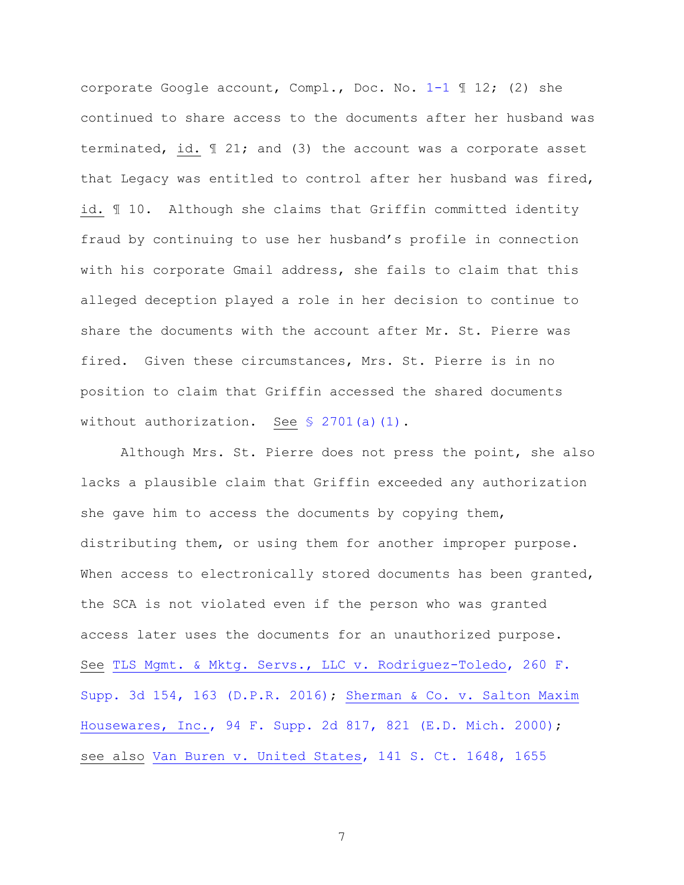corporate Google account, Compl., Doc. No. 1-1 ¶ 12; (2) she continued to share access to the documents after her husband was terminated, id. ¶ 21; and (3) the account was a corporate asset that Legacy was entitled to control after her husband was fired, id. ¶ 10. Although she claims that Griffin committed identity fraud by continuing to use her husband's profile in connection with his corporate Gmail address, she fails to claim that this alleged deception played a role in her decision to continue to share the documents with the account after Mr. St. Pierre was fired. Given these circumstances, Mrs. St. Pierre is in no position to claim that Griffin accessed the shared documents without authorization. See § 2701(a)(1).

Although Mrs. St. Pierre does not press the point, she also lacks a plausible claim that Griffin exceeded any authorization she gave him to access the documents by copying them, distributing them, or using them for another improper purpose. When access to electronically stored documents has been granted, the SCA is not violated even if the person who was granted access later uses the documents for an unauthorized purpose. See TLS Mgmt. & Mktg. Servs., LLC v. Rodriguez-Toledo, 260 F. Supp. 3d 154, 163 (D.P.R. 2016); Sherman & Co. v. Salton Maxim Housewares, Inc., 94 F. Supp. 2d 817, 821 (E.D. Mich. 2000); see also Van Buren v. United States, 141 S. Ct. 1648, 1655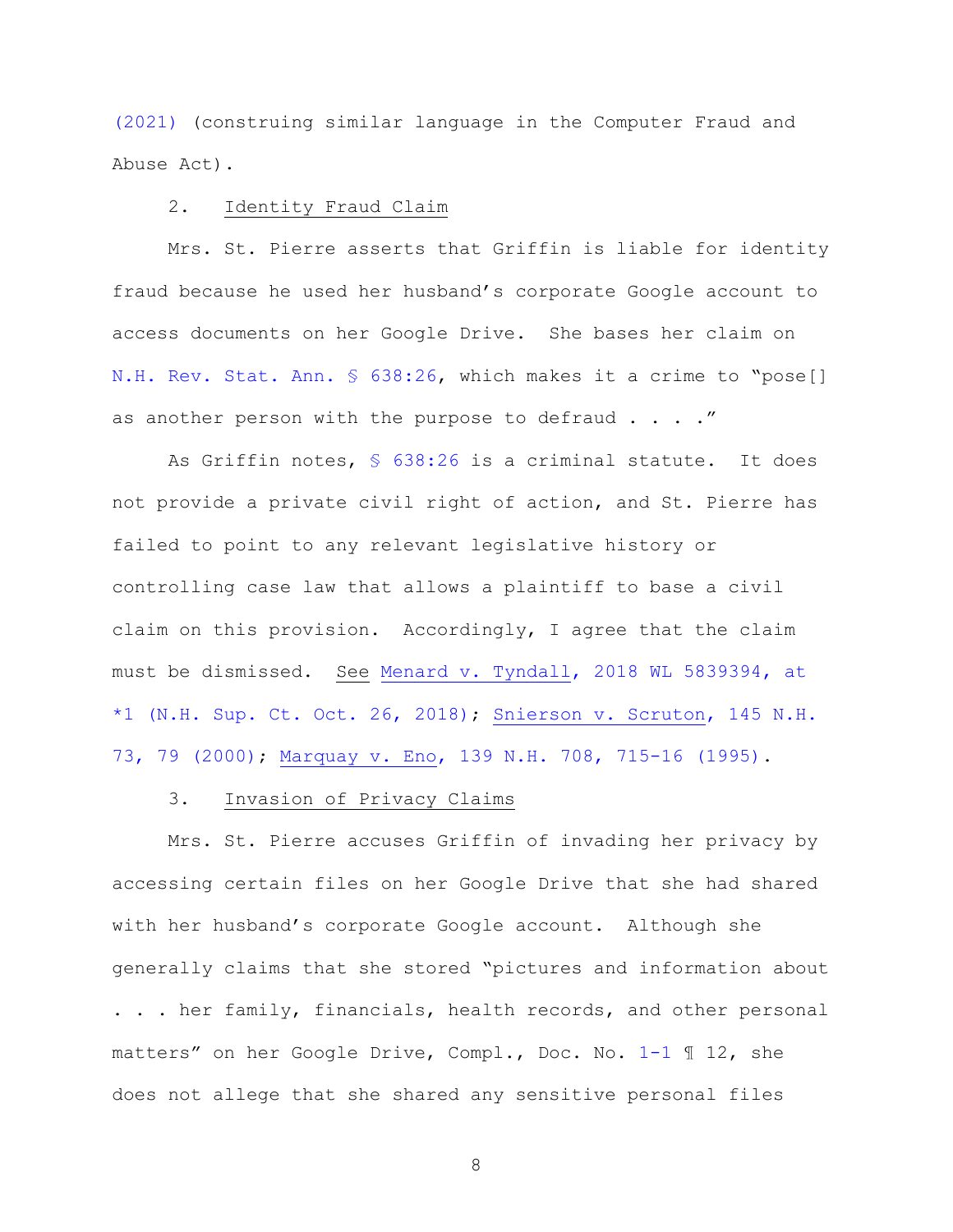(2021) (construing similar language in the Computer Fraud and Abuse Act).

2. <u>Identity Fraud Claim</u>

Mrs. St. Pierre asserts that Griffin is liable for identity fraud because he used her husband's corporate Google account to access documents on her Google Drive. She bases her claim on N.H. Rev. Stat. Ann. § 638:26, which makes it a crime to "pose[] as another person with the purpose to defraud . . . ."

As Griffin notes, § 638:26 is a criminal statute. It does not provide a private civil right of action, and St. Pierre has failed to point to any relevant legislative history or controlling case law that allows a plaintiff to base a civil claim on this provision. Accordingly, I agree that the claim must be dismissed. <u>See</u> <u>Menard v. Tyndall</u>, 2018 WL 5839394, at *1 (N.H. Sup. Ct. Oct. 26, 2018); <u>Snierson v. Scruton</u>, 145 N.H. 73, 79 (2000); <u>Marquay v. Eno</u>, 139 N.H. 708, 715-16 (1995).

3. <u>Invasion of Privacy Claims</u>

Mrs. St. Pierre accuses Griffin of invading her privacy by accessing certain files on her Google Drive that she had shared with her husband's corporate Google account. Although she generally claims that she stored "pictures and information about . . . her family, financials, health records, and other personal matters" on her Google Drive, Compl., Doc. No. 1-1 ¶ 12, she does not allege that she shared any sensitive personal files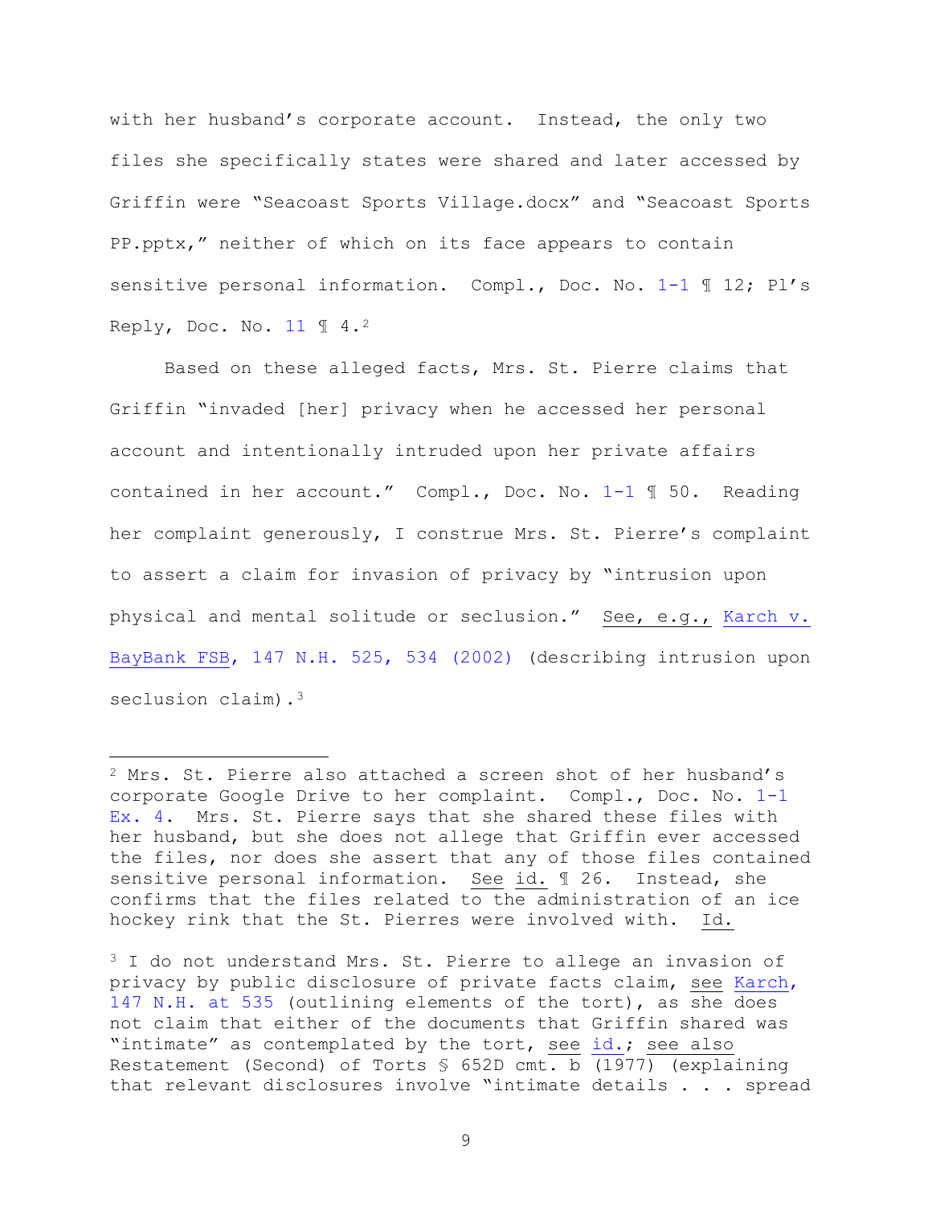with her husband's corporate account. Instead, the only two files she specifically states were shared and later accessed by Griffin were "Seacoast Sports Village.docx" and "Seacoast Sports PP.pptx," neither of which on its face appears to contain sensitive personal information. Compl., Doc. No. 1-1 ¶ 12; Pl's Reply, Doc. No. 11 ¶ 4.[2]

Based on these alleged facts, Mrs. St. Pierre claims that Griffin "invaded [her] privacy when he accessed her personal account and intentionally intruded upon her private affairs contained in her account." Compl., Doc. No. 1-1 ¶ 50. Reading her complaint generously, I construe Mrs. St. Pierre's complaint to assert a claim for invasion of privacy by "intrusion upon physical and mental solitude or seclusion." See, e.g., Karch v. BayBank FSB, 147 N.H. 525, 534 (2002) (describing intrusion upon seclusion claim).[3]

---

[2] Mrs. St. Pierre also attached a screen shot of her husband's corporate Google Drive to her complaint. Compl., Doc. No. 1-1 Ex. 4. Mrs. St. Pierre says that she shared these files with her husband, but she does not allege that Griffin ever accessed the files, nor does she assert that any of those files contained sensitive personal information. See id. ¶ 26. Instead, she confirms that the files related to the administration of an ice hockey rink that the St. Pierres were involved with. Id.

[3] I do not understand Mrs. St. Pierre to allege an invasion of privacy by public disclosure of private facts claim, see Karch, 147 N.H. at 535 (outlining elements of the tort), as she does not claim that either of the documents that Griffin shared was "intimate" as contemplated by the tort, see id.; see also Restatement (Second) of Torts § 652D cmt. b (1977) (explaining that relevant disclosures involve "intimate details . . . spread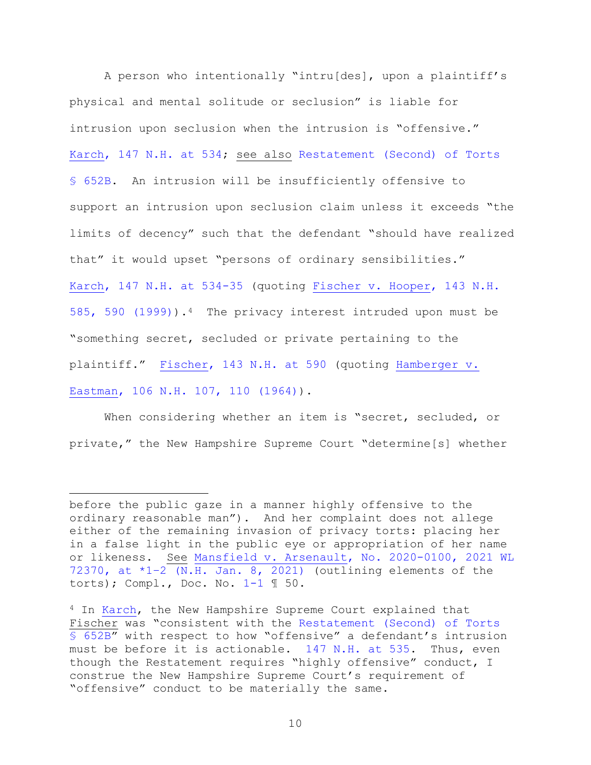A person who intentionally "intru[des], upon a plaintiff's physical and mental solitude or seclusion" is liable for intrusion upon seclusion when the intrusion is "offensive." Karch, 147 N.H. at 534; see also Restatement (Second) of Torts § 652B. An intrusion will be insufficiently offensive to support an intrusion upon seclusion claim unless it exceeds "the limits of decency" such that the defendant "should have realized that" it would upset "persons of ordinary sensibilities." Karch, 147 N.H. at 534-35 (quoting Fischer v. Hooper, 143 N.H. 585, 590 (1999)).[4] The privacy interest intruded upon must be "something secret, secluded or private pertaining to the plaintiff." Fischer, 143 N.H. at 590 (quoting Hamberger v. Eastman, 106 N.H. 107, 110 (1964)).

When considering whether an item is "secret, secluded, or private," the New Hampshire Supreme Court "determine[s] whether

---

before the public gaze in a manner highly offensive to the ordinary reasonable man"). And her complaint does not allege either of the remaining invasion of privacy torts: placing her in a false light in the public eye or appropriation of her name or likeness. See Mansfield v. Arsenault, No. 2020-0100, 2021 WL 72370, at *1-2 (N.H. Jan. 8, 2021) (outlining elements of the torts); Compl., Doc. No. 1-1 ¶ 50.

[4] In Karch, the New Hampshire Supreme Court explained that Fischer was "consistent with the Restatement (Second) of Torts § 652B" with respect to how "offensive" a defendant's intrusion must be before it is actionable. 147 N.H. at 535. Thus, even though the Restatement requires "highly offensive" conduct, I construe the New Hampshire Supreme Court's requirement of "offensive" conduct to be materially the same.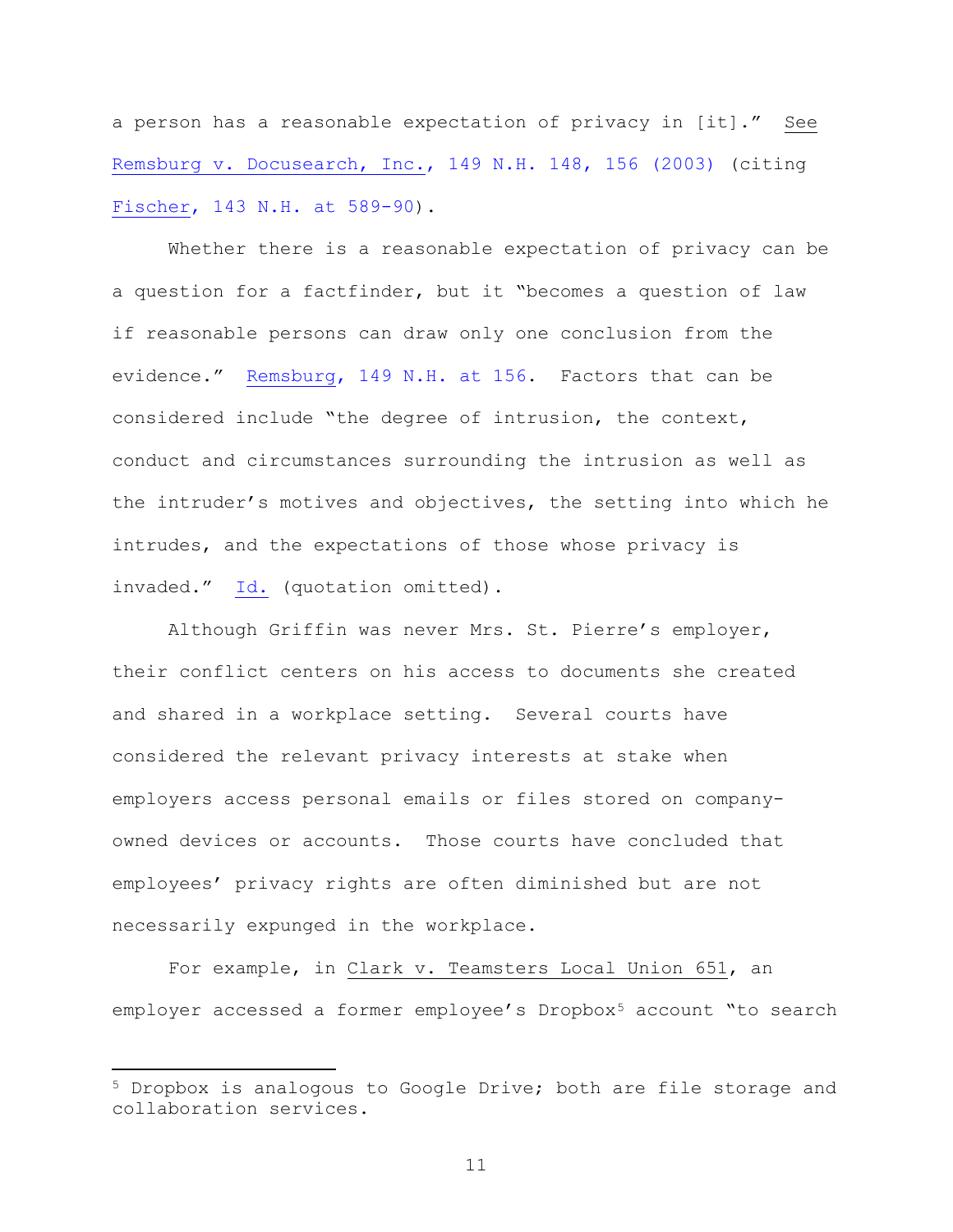a person has a reasonable expectation of privacy in [it]." See Remsburg v. Docusearch, Inc., 149 N.H. 148, 156 (2003) (citing Fischer, 143 N.H. at 589-90).

Whether there is a reasonable expectation of privacy can be a question for a factfinder, but it "becomes a question of law if reasonable persons can draw only one conclusion from the evidence." Remsburg, 149 N.H. at 156. Factors that can be considered include "the degree of intrusion, the context, conduct and circumstances surrounding the intrusion as well as the intruder's motives and objectives, the setting into which he intrudes, and the expectations of those whose privacy is invaded." Id. (quotation omitted).

Although Griffin was never Mrs. St. Pierre's employer, their conflict centers on his access to documents she created and shared in a workplace setting. Several courts have considered the relevant privacy interests at stake when employers access personal emails or files stored on company-owned devices or accounts. Those courts have concluded that employees' privacy rights are often diminished but are not necessarily expunged in the workplace.

For example, in Clark v. Teamsters Local Union 651, an employer accessed a former employee's Dropbox[5] account "to search

[5] Dropbox is analogous to Google Drive; both are file storage and collaboration services.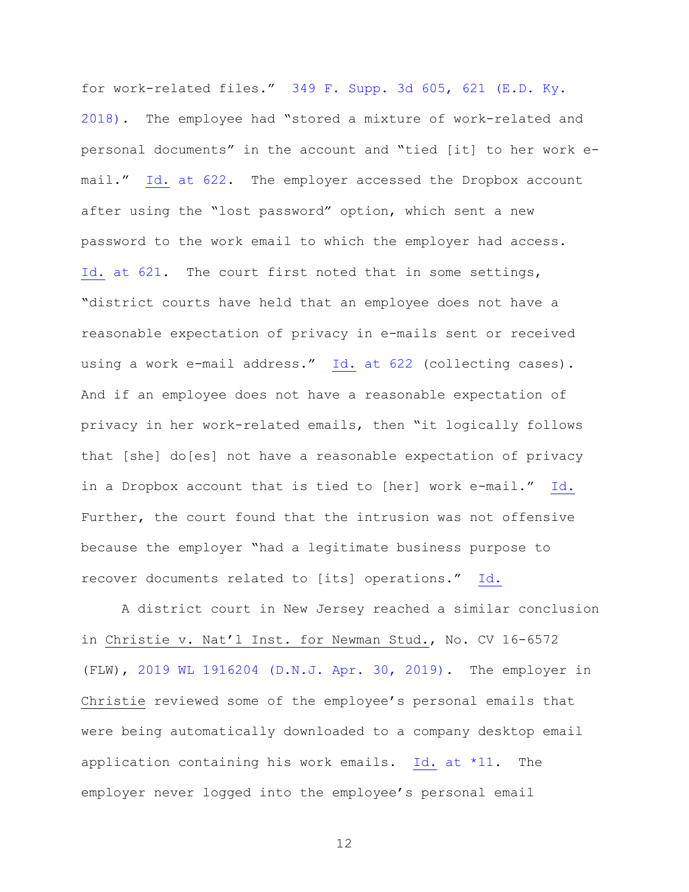for work-related files." 349 F. Supp. 3d 605, 621 (E.D. Ky. 2018). The employee had "stored a mixture of work-related and personal documents" in the account and "tied [it] to her work e-mail." Id. at 622. The employer accessed the Dropbox account after using the "lost password" option, which sent a new password to the work email to which the employer had access. Id. at 621. The court first noted that in some settings, "district courts have held that an employee does not have a reasonable expectation of privacy in e-mails sent or received using a work e-mail address." Id. at 622 (collecting cases). And if an employee does not have a reasonable expectation of privacy in her work-related emails, then "it logically follows that [she] do[es] not have a reasonable expectation of privacy in a Dropbox account that is tied to [her] work e-mail." Id. Further, the court found that the intrusion was not offensive because the employer "had a legitimate business purpose to recover documents related to [its] operations." Id.

A district court in New Jersey reached a similar conclusion in Christie v. Nat'l Inst. for Newman Stud., No. CV 16-6572 (FLW), 2019 WL 1916204 (D.N.J. Apr. 30, 2019). The employer in Christie reviewed some of the employee's personal emails that were being automatically downloaded to a company desktop email application containing his work emails. Id. at *11. The employer never logged into the employee's personal email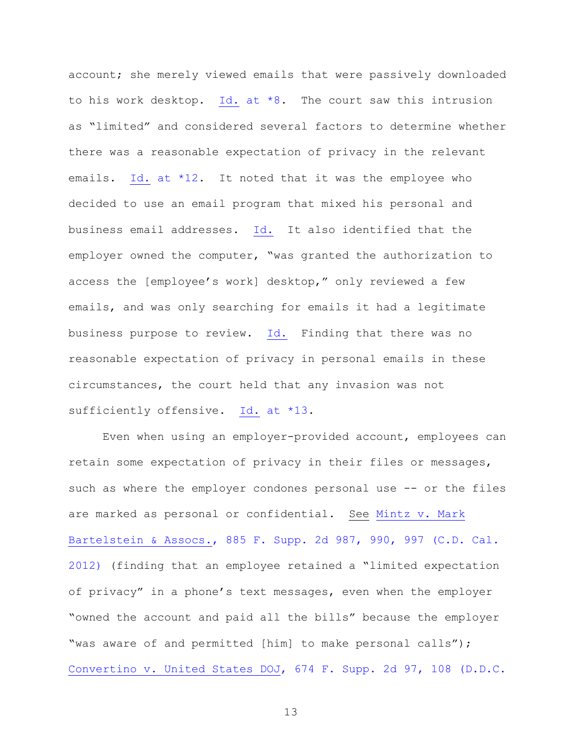account; she merely viewed emails that were passively downloaded to his work desktop. Id. at *8. The court saw this intrusion as "limited" and considered several factors to determine whether there was a reasonable expectation of privacy in the relevant emails. Id. at *12. It noted that it was the employee who decided to use an email program that mixed his personal and business email addresses. Id. It also identified that the employer owned the computer, "was granted the authorization to access the [employee's work] desktop," only reviewed a few emails, and was only searching for emails it had a legitimate business purpose to review. Id. Finding that there was no reasonable expectation of privacy in personal emails in these circumstances, the court held that any invasion was not sufficiently offensive. Id. at *13.

Even when using an employer-provided account, employees can retain some expectation of privacy in their files or messages, such as where the employer condones personal use -- or the files are marked as personal or confidential. See Mintz v. Mark Bartelstein & Assocs., 885 F. Supp. 2d 987, 990, 997 (C.D. Cal. 2012) (finding that an employee retained a "limited expectation of privacy" in a phone's text messages, even when the employer "owned the account and paid all the bills" because the employer "was aware of and permitted [him] to make personal calls"); Convertino v. United States DOJ, 674 F. Supp. 2d 97, 108 (D.D.C.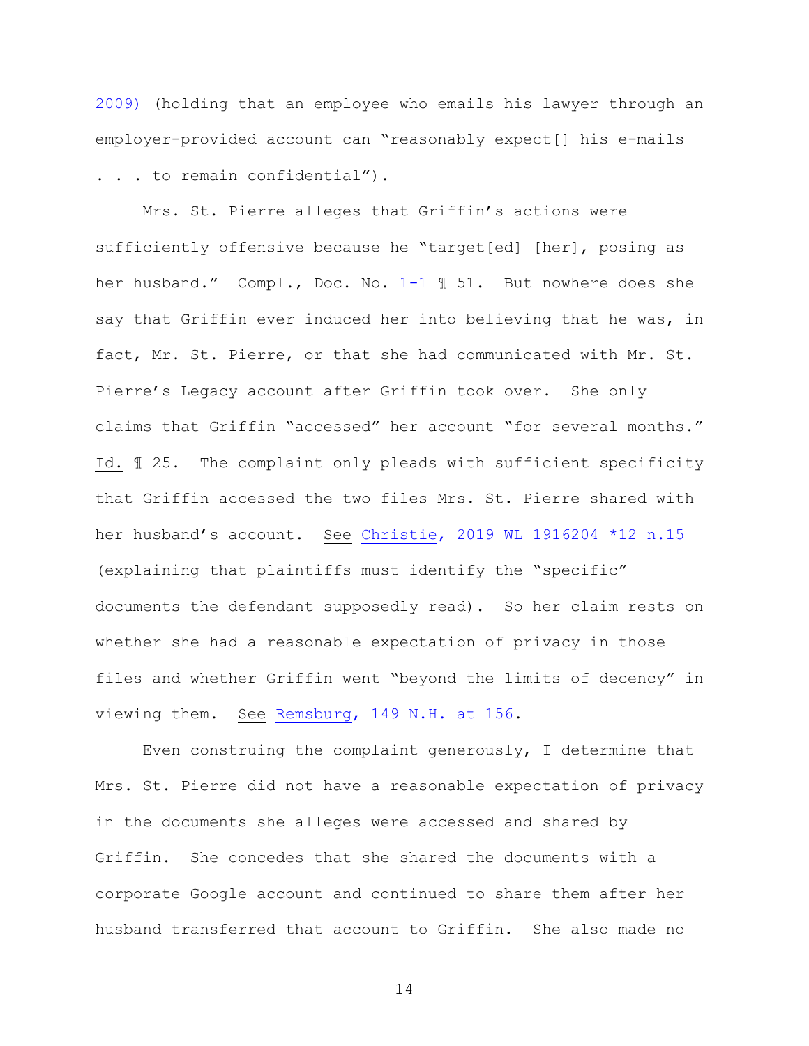2009) (holding that an employee who emails his lawyer through an employer-provided account can "reasonably expect[] his e-mails . . . to remain confidential").

Mrs. St. Pierre alleges that Griffin's actions were sufficiently offensive because he "target[ed] [her], posing as her husband." Compl., Doc. No. 1-1 ¶ 51. But nowhere does she say that Griffin ever induced her into believing that he was, in fact, Mr. St. Pierre, or that she had communicated with Mr. St. Pierre's Legacy account after Griffin took over. She only claims that Griffin "accessed" her account "for several months." Id. ¶ 25. The complaint only pleads with sufficient specificity that Griffin accessed the two files Mrs. St. Pierre shared with her husband's account. See Christie, 2019 WL 1916204 *12 n.15 (explaining that plaintiffs must identify the "specific" documents the defendant supposedly read). So her claim rests on whether she had a reasonable expectation of privacy in those files and whether Griffin went "beyond the limits of decency" in viewing them. See Remsburg, 149 N.H. at 156.

Even construing the complaint generously, I determine that Mrs. St. Pierre did not have a reasonable expectation of privacy in the documents she alleges were accessed and shared by Griffin. She concedes that she shared the documents with a corporate Google account and continued to share them after her husband transferred that account to Griffin. She also made no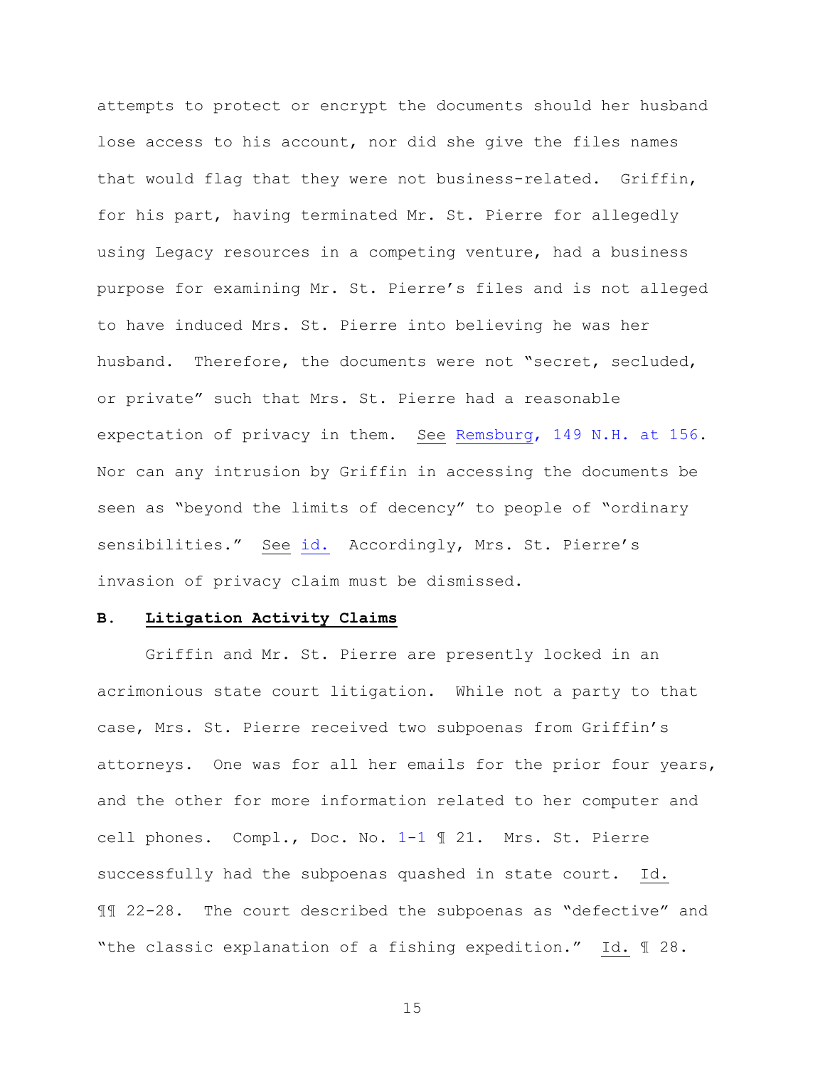attempts to protect or encrypt the documents should her husband lose access to his account, nor did she give the files names that would flag that they were not business-related. Griffin, for his part, having terminated Mr. St. Pierre for allegedly using Legacy resources in a competing venture, had a business purpose for examining Mr. St. Pierre's files and is not alleged to have induced Mrs. St. Pierre into believing he was her husband. Therefore, the documents were not "secret, secluded, or private" such that Mrs. St. Pierre had a reasonable expectation of privacy in them. See Remsburg, 149 N.H. at 156. Nor can any intrusion by Griffin in accessing the documents be seen as "beyond the limits of decency" to people of "ordinary sensibilities." See id. Accordingly, Mrs. St. Pierre's invasion of privacy claim must be dismissed.

### B. Litigation Activity Claims

Griffin and Mr. St. Pierre are presently locked in an acrimonious state court litigation. While not a party to that case, Mrs. St. Pierre received two subpoenas from Griffin's attorneys. One was for all her emails for the prior four years, and the other for more information related to her computer and cell phones. Compl., Doc. No. 1-1 ¶ 21. Mrs. St. Pierre successfully had the subpoenas quashed in state court. Id. ¶¶ 22-28. The court described the subpoenas as "defective" and "the classic explanation of a fishing expedition." Id. ¶ 28.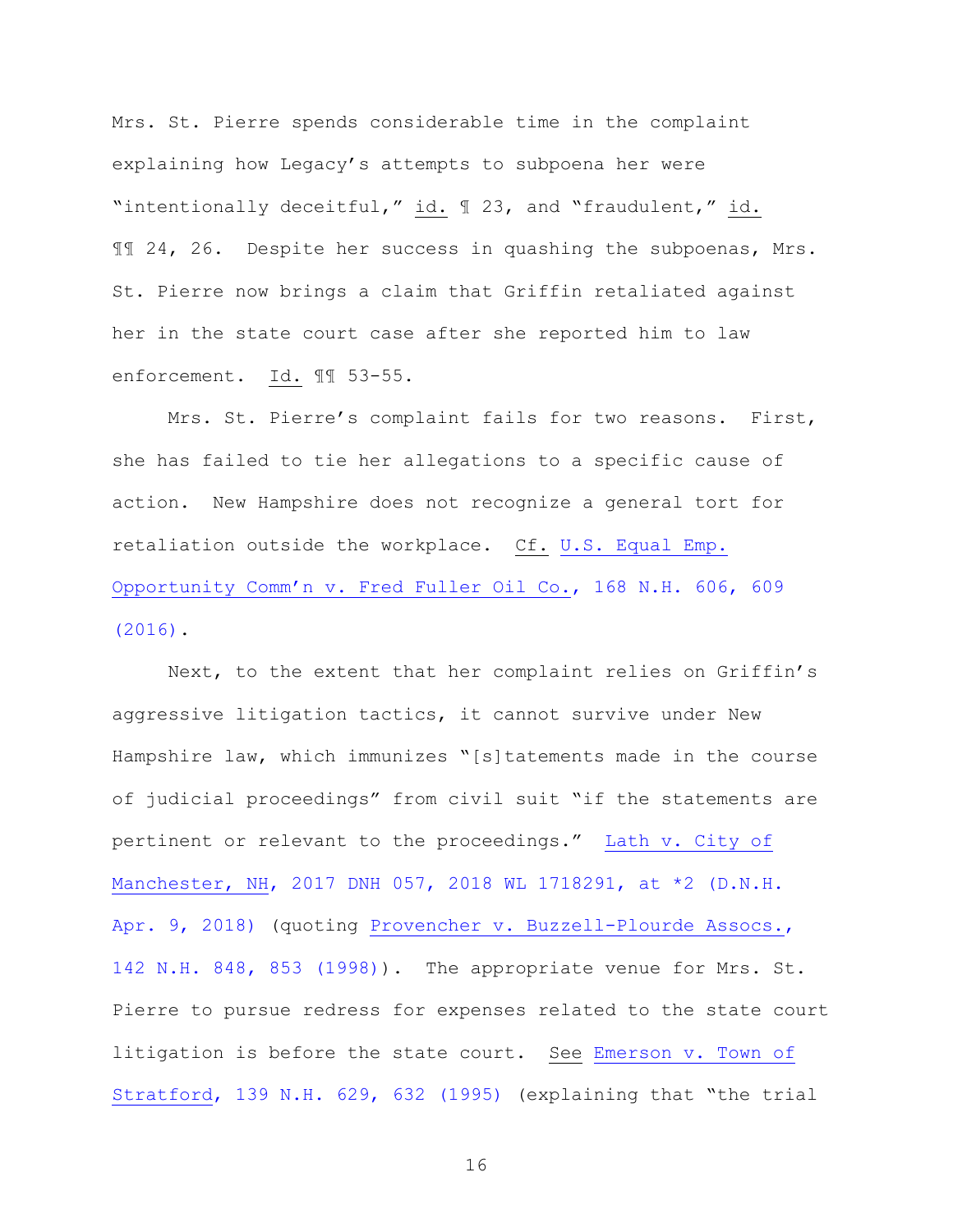Mrs. St. Pierre spends considerable time in the complaint explaining how Legacy's attempts to subpoena her were "intentionally deceitful," id. ¶ 23, and "fraudulent," id. ¶¶ 24, 26. Despite her success in quashing the subpoenas, Mrs. St. Pierre now brings a claim that Griffin retaliated against her in the state court case after she reported him to law enforcement. Id. ¶¶ 53-55.

Mrs. St. Pierre's complaint fails for two reasons. First, she has failed to tie her allegations to a specific cause of action. New Hampshire does not recognize a general tort for retaliation outside the workplace. Cf. U.S. Equal Emp. Opportunity Comm'n v. Fred Fuller Oil Co., 168 N.H. 606, 609 (2016).

Next, to the extent that her complaint relies on Griffin's aggressive litigation tactics, it cannot survive under New Hampshire law, which immunizes "[s]tatements made in the course of judicial proceedings" from civil suit "if the statements are pertinent or relevant to the proceedings." Lath v. City of Manchester, NH, 2017 DNH 057, 2018 WL 1718291, at *2 (D.N.H. Apr. 9, 2018) (quoting Provencher v. Buzzell-Plourde Assocs., 142 N.H. 848, 853 (1998)). The appropriate venue for Mrs. St. Pierre to pursue redress for expenses related to the state court litigation is before the state court. See Emerson v. Town of Stratford, 139 N.H. 629, 632 (1995) (explaining that "the trial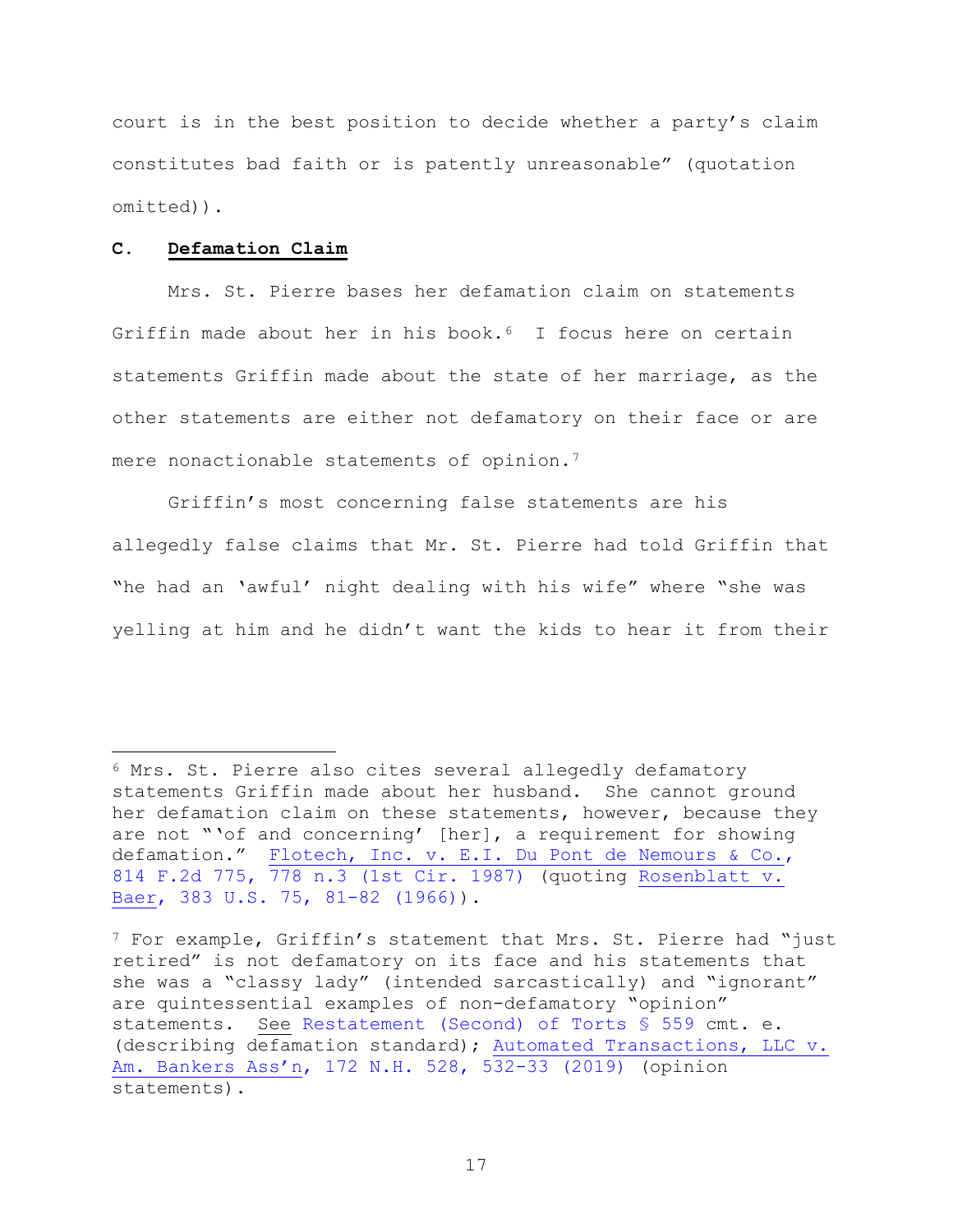court is in the best position to decide whether a party's claim constitutes bad faith or is patently unreasonable" (quotation omitted)).

### C. **Defamation Claim**

Mrs. St. Pierre bases her defamation claim on statements Griffin made about her in his book.[6] I focus here on certain statements Griffin made about the state of her marriage, as the other statements are either not defamatory on their face or are mere nonactionable statements of opinion.[7]

Griffin's most concerning false statements are his allegedly false claims that Mr. St. Pierre had told Griffin that "he had an 'awful' night dealing with his wife" where "she was yelling at him and he didn't want the kids to hear it from their

---

[6] Mrs. St. Pierre also cites several allegedly defamatory statements Griffin made about her husband. She cannot ground her defamation claim on these statements, however, because they are not "'of and concerning' [her], a requirement for showing defamation." Flotech, Inc. v. E.I. Du Pont de Nemours & Co., 814 F.2d 775, 778 n.3 (1st Cir. 1987) (quoting Rosenblatt v. Baer, 383 U.S. 75, 81-82 (1966)).

[7] For example, Griffin's statement that Mrs. St. Pierre had "just retired" is not defamatory on its face and his statements that she was a "classy lady" (intended sarcastically) and "ignorant" are quintessential examples of non-defamatory "opinion" statements. See Restatement (Second) of Torts § 559 cmt. e. (describing defamation standard); Automated Transactions, LLC v. Am. Bankers Ass'n, 172 N.H. 528, 532-33 (2019) (opinion statements).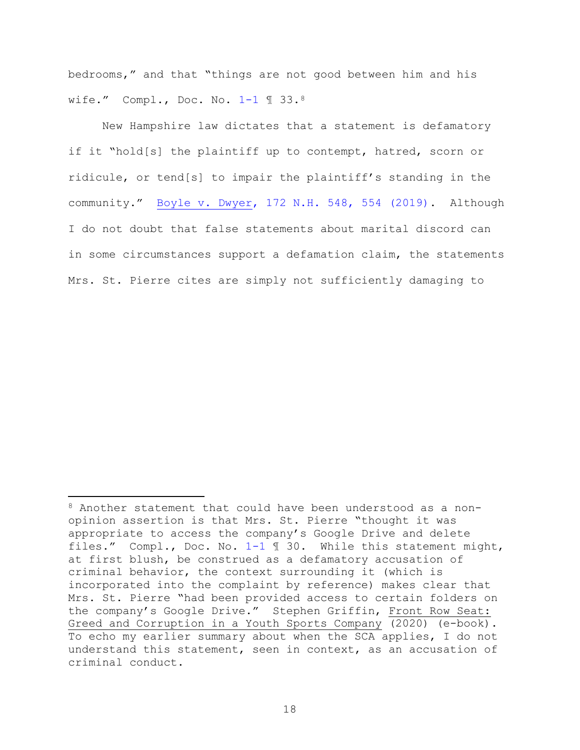bedrooms," and that "things are not good between him and his wife." Compl., Doc. No. 1-1 ¶ 33.[8]

New Hampshire law dictates that a statement is defamatory if it "hold[s] the plaintiff up to contempt, hatred, scorn or ridicule, or tend[s] to impair the plaintiff's standing in the community." Boyle v. Dwyer, 172 N.H. 548, 554 (2019). Although I do not doubt that false statements about marital discord can in some circumstances support a defamation claim, the statements Mrs. St. Pierre cites are simply not sufficiently damaging to

---

[8] Another statement that could have been understood as a non-opinion assertion is that Mrs. St. Pierre "thought it was appropriate to access the company's Google Drive and delete files." Compl., Doc. No. 1-1 ¶ 30. While this statement might, at first blush, be construed as a defamatory accusation of criminal behavior, the context surrounding it (which is incorporated into the complaint by reference) makes clear that Mrs. St. Pierre "had been provided access to certain folders on the company's Google Drive." Stephen Griffin, Front Row Seat: Greed and Corruption in a Youth Sports Company (2020) (e-book). To echo my earlier summary about when the SCA applies, I do not understand this statement, seen in context, as an accusation of criminal conduct.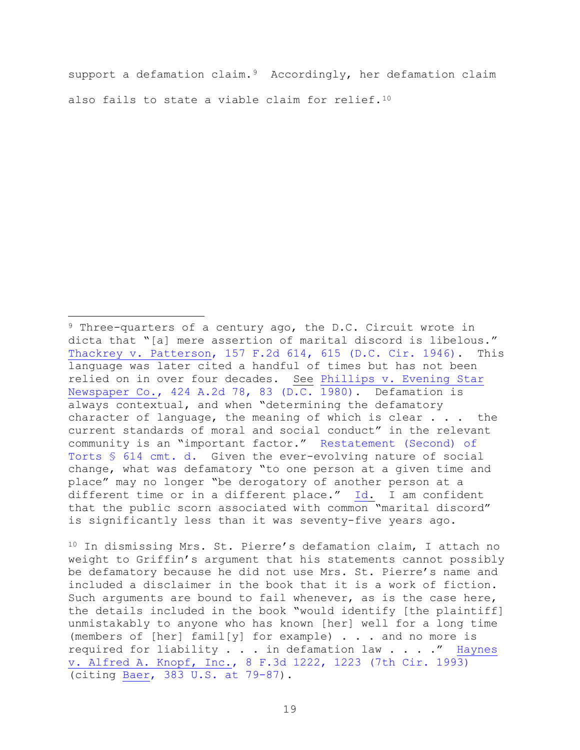support a defamation claim.[9] Accordingly, her defamation claim also fails to state a viable claim for relief.[10]

---

[9] Three-quarters of a century ago, the D.C. Circuit wrote in dicta that "[a] mere assertion of marital discord is libelous." Thackrey v. Patterson, 157 F.2d 614, 615 (D.C. Cir. 1946). This language was later cited a handful of times but has not been relied on in over four decades. See Phillips v. Evening Star Newspaper Co., 424 A.2d 78, 83 (D.C. 1980). Defamation is always contextual, and when "determining the defamatory character of language, the meaning of which is clear . . . the current standards of moral and social conduct" in the relevant community is an "important factor." Restatement (Second) of Torts § 614 cmt. d. Given the ever-evolving nature of social change, what was defamatory "to one person at a given time and place" may no longer "be derogatory of another person at a different time or in a different place." Id. I am confident that the public scorn associated with common "marital discord" is significantly less than it was seventy-five years ago.

[10] In dismissing Mrs. St. Pierre's defamation claim, I attach no weight to Griffin's argument that his statements cannot possibly be defamatory because he did not use Mrs. St. Pierre's name and included a disclaimer in the book that it is a work of fiction. Such arguments are bound to fail whenever, as is the case here, the details included in the book "would identify [the plaintiff] unmistakably to anyone who has known [her] well for a long time (members of [her] famil[y] for example) . . . and no more is required for liability . . . in defamation law . . . ." Haynes v. Alfred A. Knopf, Inc., 8 F.3d 1222, 1223 (7th Cir. 1993) (citing Baer, 383 U.S. at 79-87).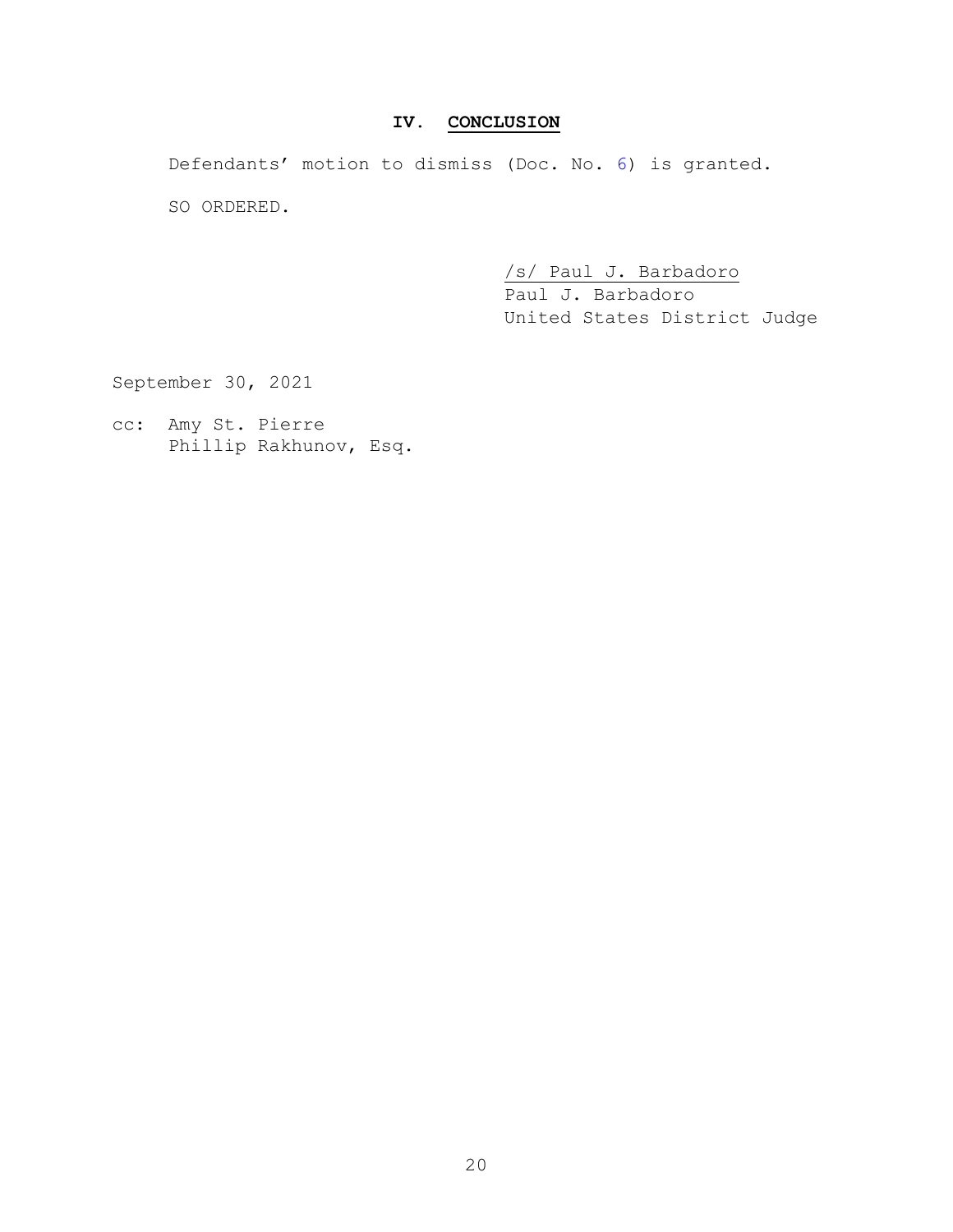## IV. CONCLUSION

Defendants' motion to dismiss (Doc. No. 6) is granted.

SO ORDERED.

/s/ Paul J. Barbadoro
Paul J. Barbadoro
United States District Judge

September 30, 2021

cc: Amy St. Pierre
Phillip Rakhunov, Esq.